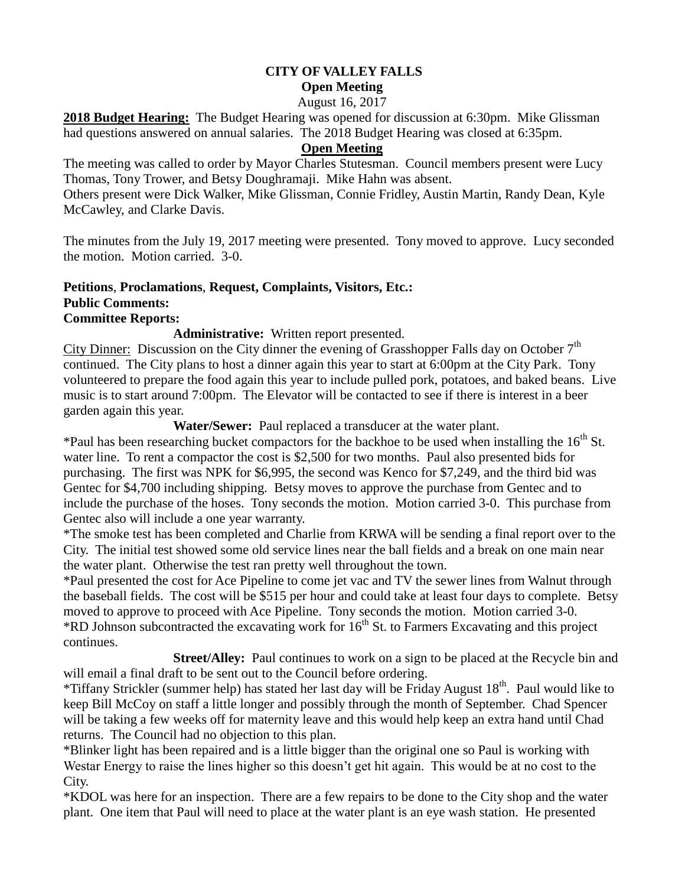# CITY OF VALLEY FALLS

## Open Meeting

August 16, 2017

**2018 Budget Hearing:** The Budget Hearing was opened for discussion at 6:30pm. Mike Glissman had questions answered on annual salaries. The 2018 Budget Hearing was closed at 6:35pm.

## Open Meeting

The meeting was called to order by Mayor Charles Stutesman. Council members present were Lucy Thomas, Tony Trower, and Betsy Doughramaji. Mike Hahn was absent.
Others present were Dick Walker, Mike Glissman, Connie Fridley, Austin Martin, Randy Dean, Kyle McCawley, and Clarke Davis.

The minutes from the July 19, 2017 meeting were presented. Tony moved to approve. Lucy seconded the motion. Motion carried. 3-0.

**Petitions, Proclamations, Request, Complaints, Visitors, Etc.:**
**Public Comments:**
**Committee Reports:**

**Administrative:** Written report presented.

City Dinner: Discussion on the City dinner the evening of Grasshopper Falls day on October 7th continued. The City plans to host a dinner again this year to start at 6:00pm at the City Park. Tony volunteered to prepare the food again this year to include pulled pork, potatoes, and baked beans. Live music is to start around 7:00pm. The Elevator will be contacted to see if there is interest in a beer garden again this year.

**Water/Sewer:** Paul replaced a transducer at the water plant.

*Paul has been researching bucket compactors for the backhoe to be used when installing the 16th St. water line. To rent a compactor the cost is $2,500 for two months. Paul also presented bids for purchasing. The first was NPK for $6,995, the second was Kenco for $7,249, and the third bid was Gentec for $4,700 including shipping. Betsy moves to approve the purchase from Gentec and to include the purchase of the hoses. Tony seconds the motion. Motion carried 3-0. This purchase from Gentec also will include a one year warranty.

*The smoke test has been completed and Charlie from KRWA will be sending a final report over to the City. The initial test showed some old service lines near the ball fields and a break on one main near the water plant. Otherwise the test ran pretty well throughout the town.

*Paul presented the cost for Ace Pipeline to come jet vac and TV the sewer lines from Walnut through the baseball fields. The cost will be $515 per hour and could take at least four days to complete. Betsy moved to approve to proceed with Ace Pipeline. Tony seconds the motion. Motion carried 3-0.

*RD Johnson subcontracted the excavating work for 16th St. to Farmers Excavating and this project continues.

**Street/Alley:** Paul continues to work on a sign to be placed at the Recycle bin and will email a final draft to be sent out to the Council before ordering.

*Tiffany Strickler (summer help) has stated her last day will be Friday August 18th. Paul would like to keep Bill McCoy on staff a little longer and possibly through the month of September. Chad Spencer will be taking a few weeks off for maternity leave and this would help keep an extra hand until Chad returns. The Council had no objection to this plan.

*Blinker light has been repaired and is a little bigger than the original one so Paul is working with Westar Energy to raise the lines higher so this doesn't get hit again. This would be at no cost to the City.

*KDOL was here for an inspection. There are a few repairs to be done to the City shop and the water plant. One item that Paul will need to place at the water plant is an eye wash station. He presented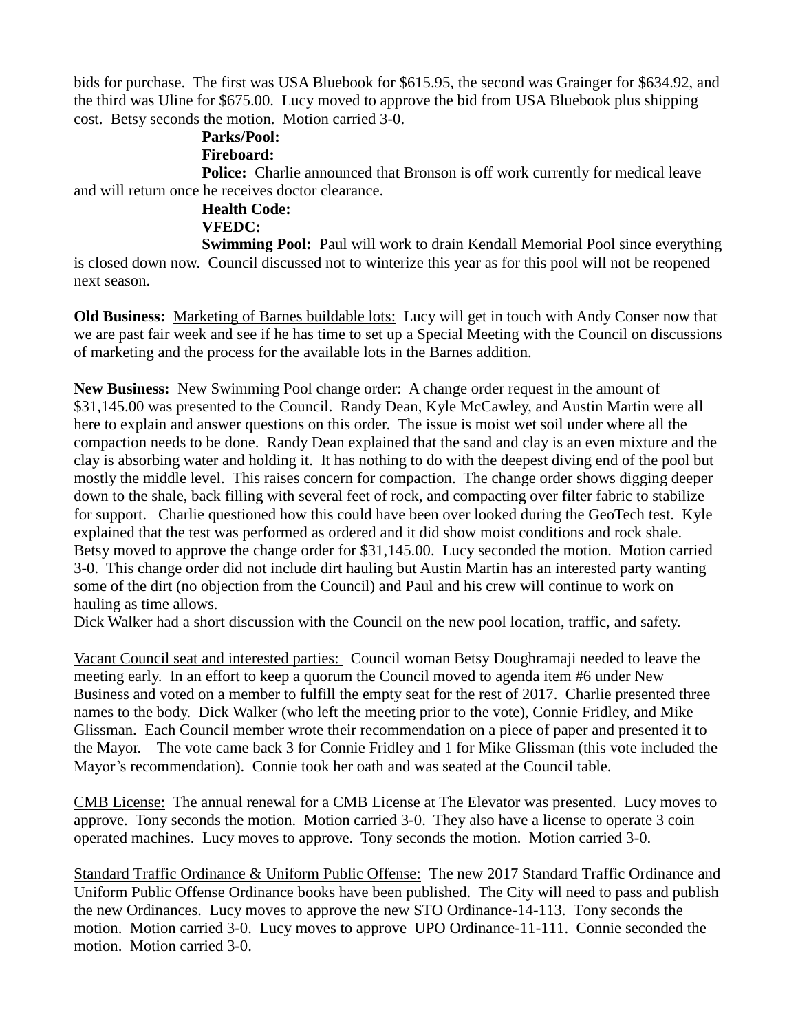bids for purchase. The first was USA Bluebook for $615.95, the second was Grainger for $634.92, and the third was Uline for $675.00. Lucy moved to approve the bid from USA Bluebook plus shipping cost. Betsy seconds the motion. Motion carried 3-0.

**Parks/Pool:**

**Fireboard:**

**Police:** Charlie announced that Bronson is off work currently for medical leave and will return once he receives doctor clearance.

**Health Code:**

**VFEDC:**

**Swimming Pool:** Paul will work to drain Kendall Memorial Pool since everything is closed down now. Council discussed not to winterize this year as for this pool will not be reopened next season.

**Old Business:** Marketing of Barnes buildable lots: Lucy will get in touch with Andy Conser now that we are past fair week and see if he has time to set up a Special Meeting with the Council on discussions of marketing and the process for the available lots in the Barnes addition.

**New Business:** New Swimming Pool change order: A change order request in the amount of $31,145.00 was presented to the Council. Randy Dean, Kyle McCawley, and Austin Martin were all here to explain and answer questions on this order. The issue is moist wet soil under where all the compaction needs to be done. Randy Dean explained that the sand and clay is an even mixture and the clay is absorbing water and holding it. It has nothing to do with the deepest diving end of the pool but mostly the middle level. This raises concern for compaction. The change order shows digging deeper down to the shale, back filling with several feet of rock, and compacting over filter fabric to stabilize for support. Charlie questioned how this could have been over looked during the GeoTech test. Kyle explained that the test was performed as ordered and it did show moist conditions and rock shale. Betsy moved to approve the change order for $31,145.00. Lucy seconded the motion. Motion carried 3-0. This change order did not include dirt hauling but Austin Martin has an interested party wanting some of the dirt (no objection from the Council) and Paul and his crew will continue to work on hauling as time allows.

Dick Walker had a short discussion with the Council on the new pool location, traffic, and safety.

Vacant Council seat and interested parties: Council woman Betsy Doughramaji needed to leave the meeting early. In an effort to keep a quorum the Council moved to agenda item #6 under New Business and voted on a member to fulfill the empty seat for the rest of 2017. Charlie presented three names to the body. Dick Walker (who left the meeting prior to the vote), Connie Fridley, and Mike Glissman. Each Council member wrote their recommendation on a piece of paper and presented it to the Mayor. The vote came back 3 for Connie Fridley and 1 for Mike Glissman (this vote included the Mayor's recommendation). Connie took her oath and was seated at the Council table.

CMB License: The annual renewal for a CMB License at The Elevator was presented. Lucy moves to approve. Tony seconds the motion. Motion carried 3-0. They also have a license to operate 3 coin operated machines. Lucy moves to approve. Tony seconds the motion. Motion carried 3-0.

Standard Traffic Ordinance & Uniform Public Offense: The new 2017 Standard Traffic Ordinance and Uniform Public Offense Ordinance books have been published. The City will need to pass and publish the new Ordinances. Lucy moves to approve the new STO Ordinance-14-113. Tony seconds the motion. Motion carried 3-0. Lucy moves to approve UPO Ordinance-11-111. Connie seconded the motion. Motion carried 3-0.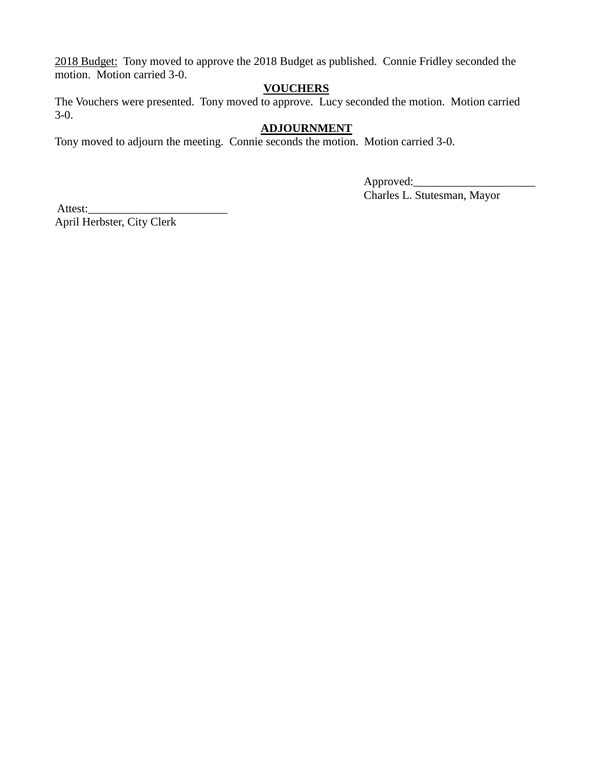2018 Budget: Tony moved to approve the 2018 Budget as published. Connie Fridley seconded the motion. Motion carried 3-0.

**VOUCHERS**

The Vouchers were presented. Tony moved to approve. Lucy seconded the motion. Motion carried 3-0.

**ADJOURNMENT**

Tony moved to adjourn the meeting. Connie seconds the motion. Motion carried 3-0.

Approved:_____________________
Charles L. Stutesman, Mayor

Attest:________________________
April Herbster, City Clerk